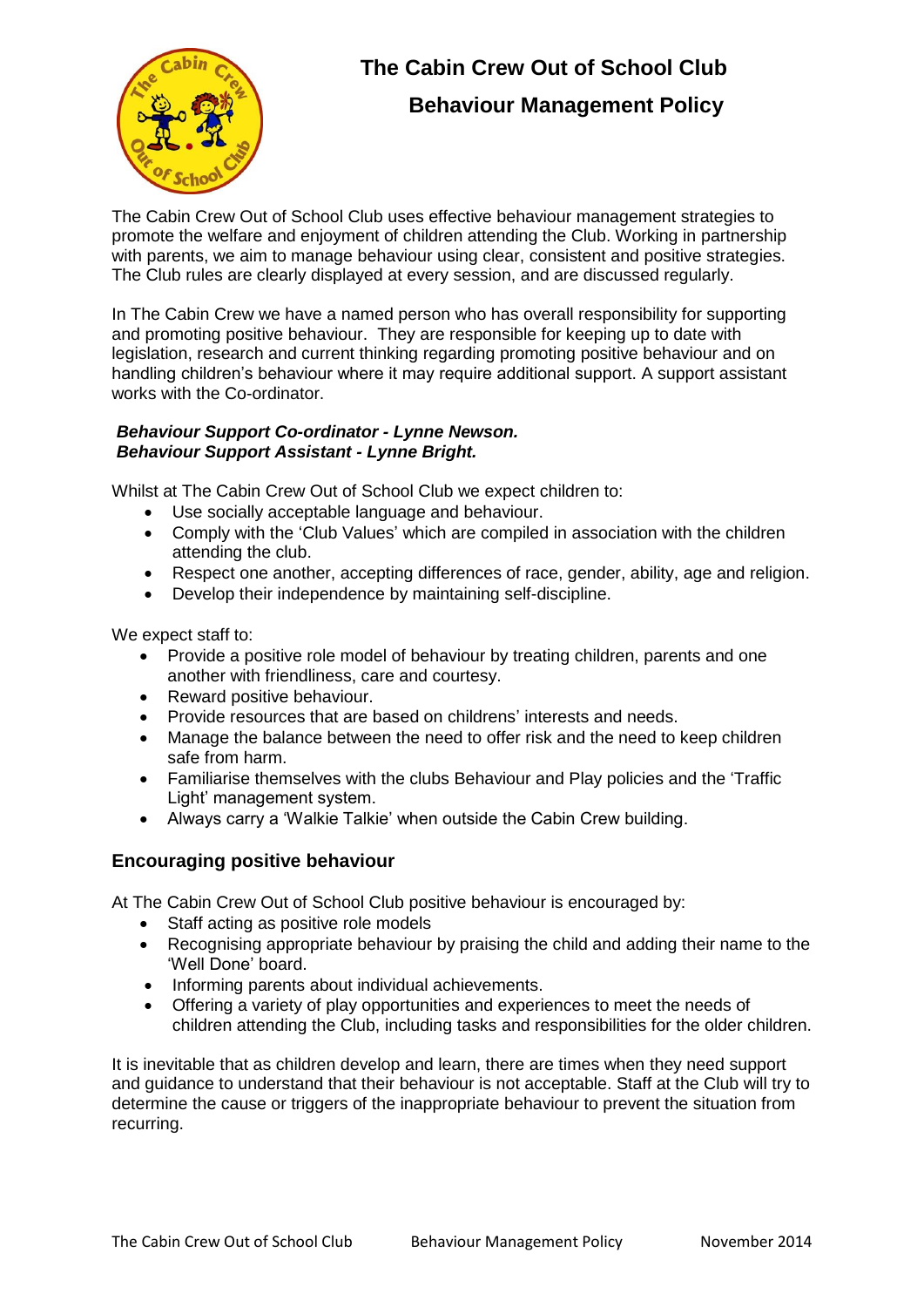# The Cabin Crew Out of School Club

## Behaviour Management Policy

The Cabin Crew Out of School Club uses effective behaviour management strategies to promote the welfare and enjoyment of children attending the Club. Working in partnership with parents, we aim to manage behaviour using clear, consistent and positive strategies. The Club rules are clearly displayed at every session, and are discussed regularly.

In The Cabin Crew we have a named person who has overall responsibility for supporting and promoting positive behaviour. They are responsible for keeping up to date with legislation, research and current thinking regarding promoting positive behaviour and on handling children's behaviour where it may require additional support. A support assistant works with the Co-ordinator.

***Behaviour Support Co-ordinator - Lynne Newson.***
***Behaviour Support Assistant - Lynne Bright.***

Whilst at The Cabin Crew Out of School Club we expect children to:

- Use socially acceptable language and behaviour.
- Comply with the 'Club Values' which are compiled in association with the children attending the club.
- Respect one another, accepting differences of race, gender, ability, age and religion.
- Develop their independence by maintaining self-discipline.

We expect staff to:

- Provide a positive role model of behaviour by treating children, parents and one another with friendliness, care and courtesy.
- Reward positive behaviour.
- Provide resources that are based on childrens' interests and needs.
- Manage the balance between the need to offer risk and the need to keep children safe from harm.
- Familiarise themselves with the clubs Behaviour and Play policies and the 'Traffic Light' management system.
- Always carry a 'Walkie Talkie' when outside the Cabin Crew building.

### Encouraging positive behaviour

At The Cabin Crew Out of School Club positive behaviour is encouraged by:

- Staff acting as positive role models
- Recognising appropriate behaviour by praising the child and adding their name to the 'Well Done' board.
- Informing parents about individual achievements.
- Offering a variety of play opportunities and experiences to meet the needs of children attending the Club, including tasks and responsibilities for the older children.

It is inevitable that as children develop and learn, there are times when they need support and guidance to understand that their behaviour is not acceptable. Staff at the Club will try to determine the cause or triggers of the inappropriate behaviour to prevent the situation from recurring.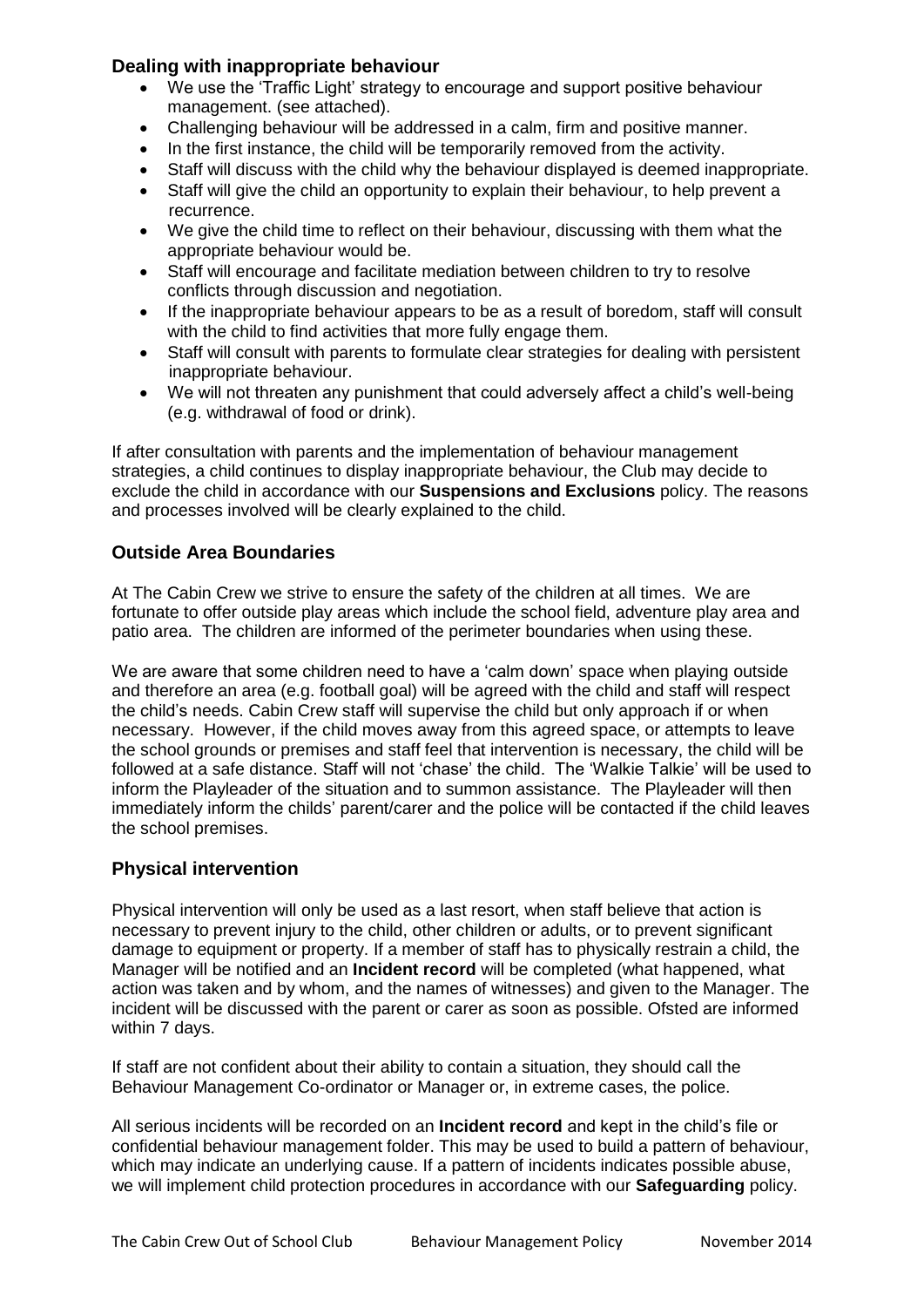### Dealing with inappropriate behaviour

- We use the 'Traffic Light' strategy to encourage and support positive behaviour management. (see attached).
- Challenging behaviour will be addressed in a calm, firm and positive manner.
- In the first instance, the child will be temporarily removed from the activity.
- Staff will discuss with the child why the behaviour displayed is deemed inappropriate.
- Staff will give the child an opportunity to explain their behaviour, to help prevent a recurrence.
- We give the child time to reflect on their behaviour, discussing with them what the appropriate behaviour would be.
- Staff will encourage and facilitate mediation between children to try to resolve conflicts through discussion and negotiation.
- If the inappropriate behaviour appears to be as a result of boredom, staff will consult with the child to find activities that more fully engage them.
- Staff will consult with parents to formulate clear strategies for dealing with persistent inappropriate behaviour.
- We will not threaten any punishment that could adversely affect a child's well-being (e.g. withdrawal of food or drink).

If after consultation with parents and the implementation of behaviour management strategies, a child continues to display inappropriate behaviour, the Club may decide to exclude the child in accordance with our **Suspensions and Exclusions** policy. The reasons and processes involved will be clearly explained to the child.

## Outside Area Boundaries

At The Cabin Crew we strive to ensure the safety of the children at all times. We are fortunate to offer outside play areas which include the school field, adventure play area and patio area. The children are informed of the perimeter boundaries when using these.

We are aware that some children need to have a 'calm down' space when playing outside and therefore an area (e.g. football goal) will be agreed with the child and staff will respect the child's needs. Cabin Crew staff will supervise the child but only approach if or when necessary. However, if the child moves away from this agreed space, or attempts to leave the school grounds or premises and staff feel that intervention is necessary, the child will be followed at a safe distance. Staff will not 'chase' the child. The 'Walkie Talkie' will be used to inform the Playleader of the situation and to summon assistance. The Playleader will then immediately inform the childs' parent/carer and the police will be contacted if the child leaves the school premises.

## Physical intervention

Physical intervention will only be used as a last resort, when staff believe that action is necessary to prevent injury to the child, other children or adults, or to prevent significant damage to equipment or property. If a member of staff has to physically restrain a child, the Manager will be notified and an **Incident record** will be completed (what happened, what action was taken and by whom, and the names of witnesses) and given to the Manager. The incident will be discussed with the parent or carer as soon as possible. Ofsted are informed within 7 days.

If staff are not confident about their ability to contain a situation, they should call the Behaviour Management Co-ordinator or Manager or, in extreme cases, the police.

All serious incidents will be recorded on an **Incident record** and kept in the child's file or confidential behaviour management folder. This may be used to build a pattern of behaviour, which may indicate an underlying cause. If a pattern of incidents indicates possible abuse, we will implement child protection procedures in accordance with our **Safeguarding** policy.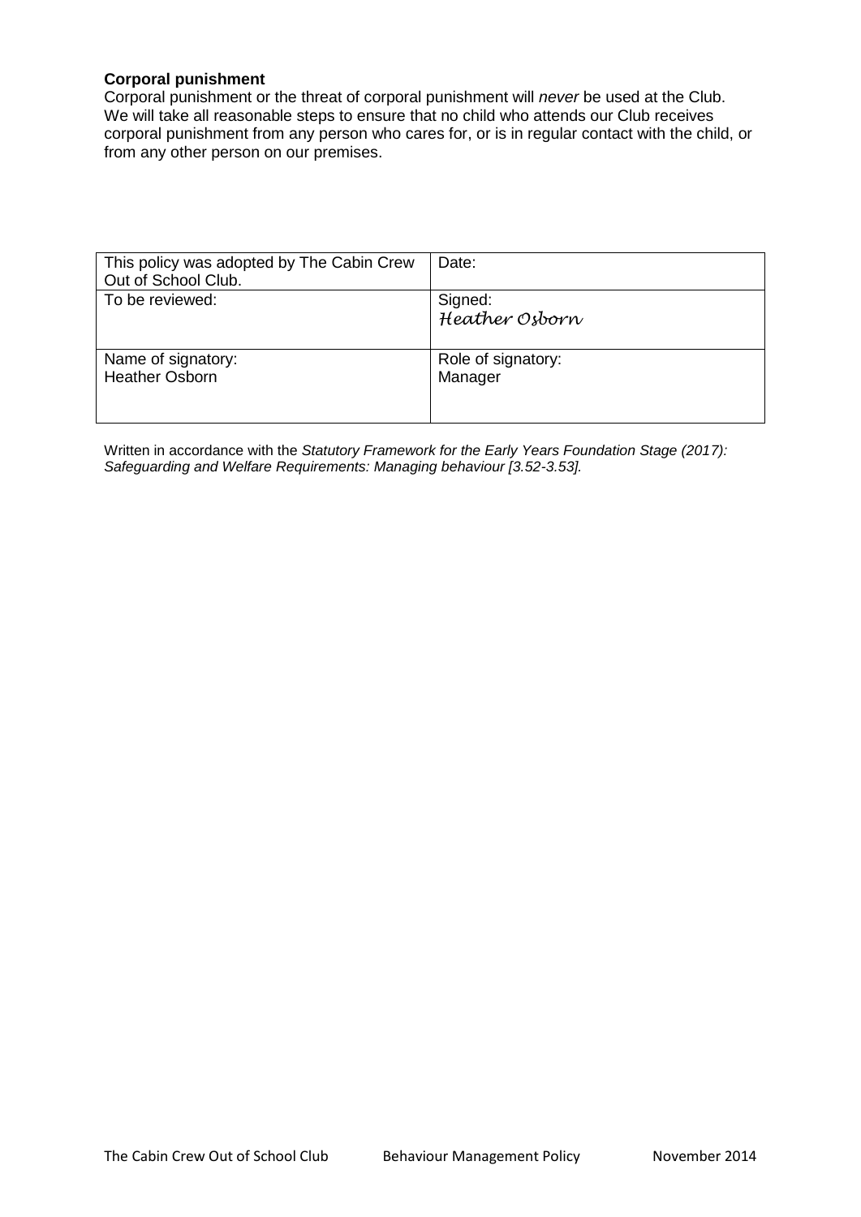**Corporal punishment**

Corporal punishment or the threat of corporal punishment will *never* be used at the Club. We will take all reasonable steps to ensure that no child who attends our Club receives corporal punishment from any person who cares for, or is in regular contact with the child, or from any other person on our premises.

| This policy was adopted by The Cabin Crew Out of School Club. | Date: |
|---|---|
| To be reviewed: | Signed: Heather Osborn |
| Name of signatory: Heather Osborn | Role of signatory: Manager |

Written in accordance with the *Statutory Framework for the Early Years Foundation Stage (2017): Safeguarding and Welfare Requirements: Managing behaviour [3.52-3.53].*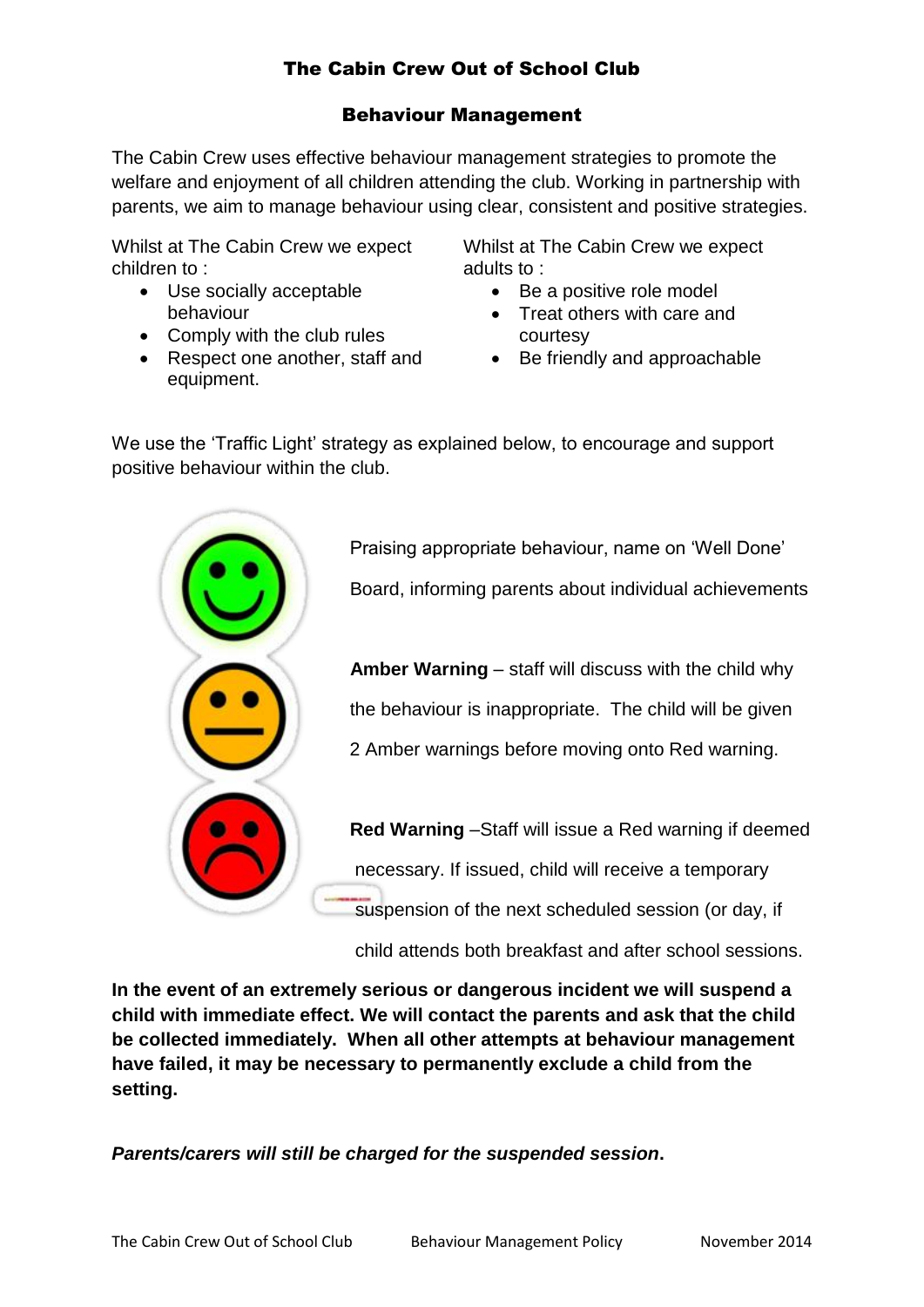# The Cabin Crew Out of School Club

## Behaviour Management

The Cabin Crew uses effective behaviour management strategies to promote the welfare and enjoyment of all children attending the club. Working in partnership with parents, we aim to manage behaviour using clear, consistent and positive strategies.

Whilst at The Cabin Crew we expect children to :

- Use socially acceptable behaviour
- Comply with the club rules
- Respect one another, staff and equipment.

Whilst at The Cabin Crew we expect adults to :

- Be a positive role model
- Treat others with care and courtesy
- Be friendly and approachable

We use the 'Traffic Light' strategy as explained below, to encourage and support positive behaviour within the club.

Praising appropriate behaviour, name on 'Well Done' Board, informing parents about individual achievements

**Amber Warning** – staff will discuss with the child why the behaviour is inappropriate. The child will be given 2 Amber warnings before moving onto Red warning.

**Red Warning** –Staff will issue a Red warning if deemed necessary. If issued, child will receive a temporary suspension of the next scheduled session (or day, if child attends both breakfast and after school sessions.

**In the event of an extremely serious or dangerous incident we will suspend a child with immediate effect. We will contact the parents and ask that the child be collected immediately. When all other attempts at behaviour management have failed, it may be necessary to permanently exclude a child from the setting.**

***Parents/carers will still be charged for the suspended session*.**